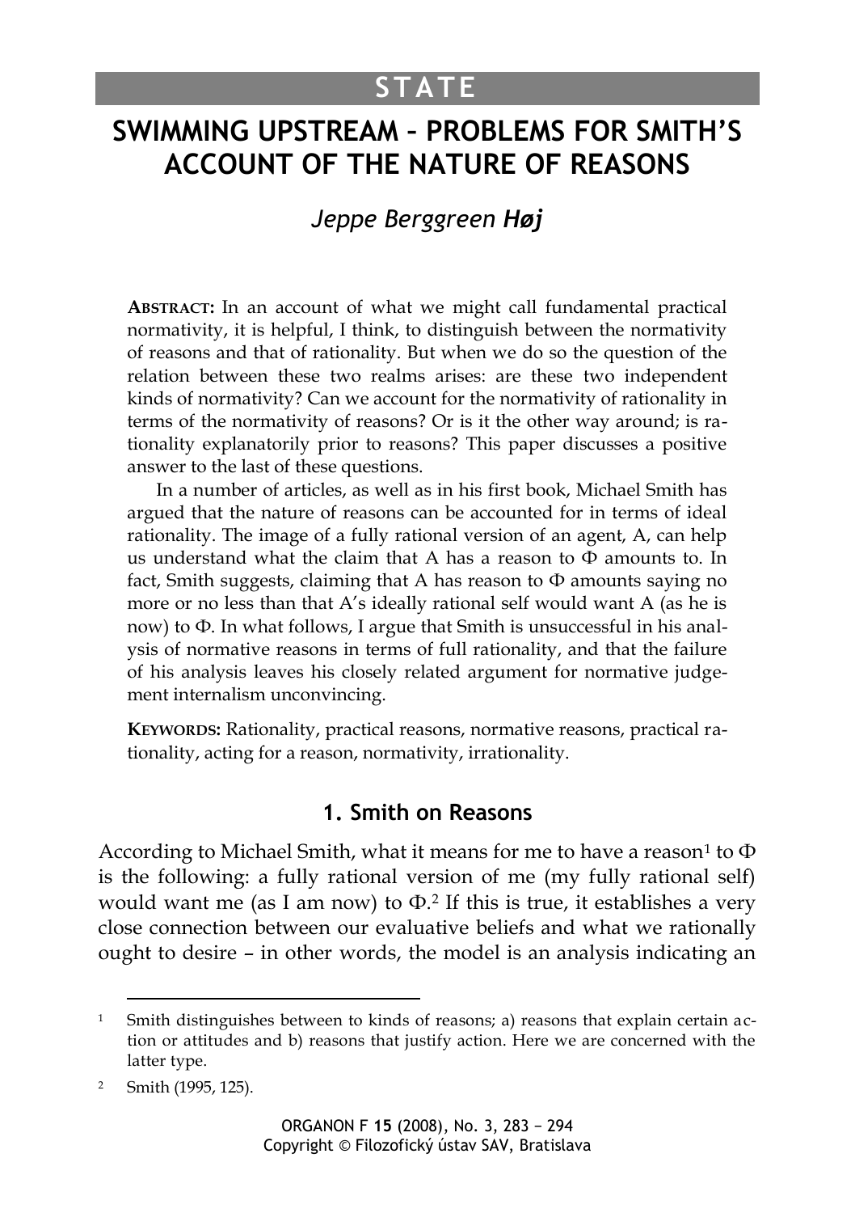# STATE

# SWIMMING UPSTREAM – PROBLEMS FOR SMITH'S ACCOUNT OF THE NATURE OF REASONS

*Jeppe Berggreen **Høj***

**ABSTRACT:** In an account of what we might call fundamental practical normativity, it is helpful, I think, to distinguish between the normativity of reasons and that of rationality. But when we do so the question of the relation between these two realms arises: are these two independent kinds of normativity? Can we account for the normativity of rationality in terms of the normativity of reasons? Or is it the other way around; is rationality explanatorily prior to reasons? This paper discusses a positive answer to the last of these questions.

In a number of articles, as well as in his first book, Michael Smith has argued that the nature of reasons can be accounted for in terms of ideal rationality. The image of a fully rational version of an agent, A, can help us understand what the claim that A has a reason to Φ amounts to. In fact, Smith suggests, claiming that A has reason to Φ amounts saying no more or no less than that A's ideally rational self would want A (as he is now) to Φ. In what follows, I argue that Smith is unsuccessful in his analysis of normative reasons in terms of full rationality, and that the failure of his analysis leaves his closely related argument for normative judgement internalism unconvincing.

**KEYWORDS:** Rationality, practical reasons, normative reasons, practical rationality, acting for a reason, normativity, irrationality.

## 1. Smith on Reasons

According to Michael Smith, what it means for me to have a reason[1] to Φ is the following: a fully rational version of me (my fully rational self) would want me (as I am now) to Φ.[2] If this is true, it establishes a very close connection between our evaluative beliefs and what we rationally ought to desire – in other words, the model is an analysis indicating an

---

[1] Smith distinguishes between to kinds of reasons; a) reasons that explain certain action or attitudes and b) reasons that justify action. Here we are concerned with the latter type.

[2] Smith (1995, 125).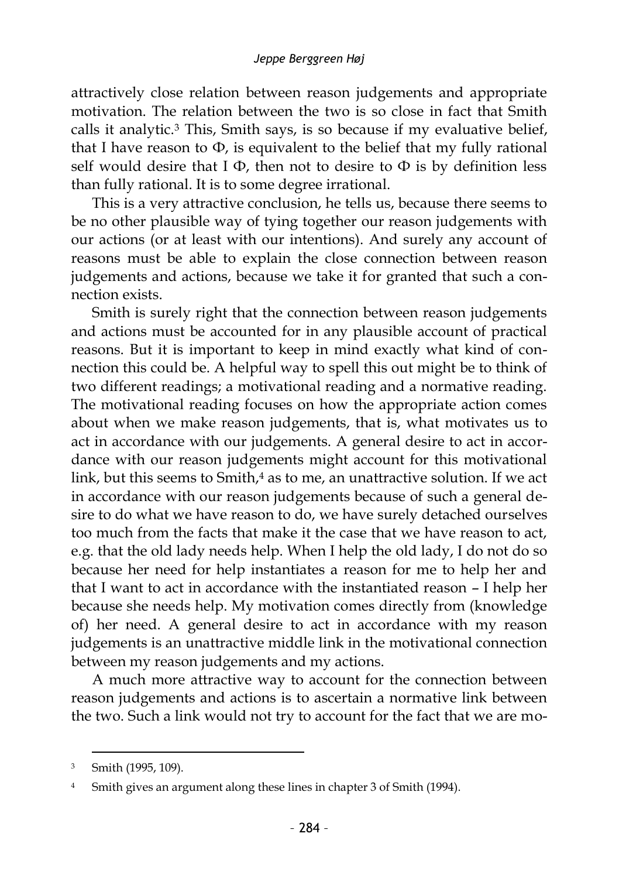attractively close relation between reason judgements and appropriate motivation. The relation between the two is so close in fact that Smith calls it analytic.[3] This, Smith says, is so because if my evaluative belief, that I have reason to Φ, is equivalent to the belief that my fully rational self would desire that I Φ, then not to desire to Φ is by definition less than fully rational. It is to some degree irrational.

This is a very attractive conclusion, he tells us, because there seems to be no other plausible way of tying together our reason judgements with our actions (or at least with our intentions). And surely any account of reasons must be able to explain the close connection between reason judgements and actions, because we take it for granted that such a connection exists.

Smith is surely right that the connection between reason judgements and actions must be accounted for in any plausible account of practical reasons. But it is important to keep in mind exactly what kind of connection this could be. A helpful way to spell this out might be to think of two different readings; a motivational reading and a normative reading. The motivational reading focuses on how the appropriate action comes about when we make reason judgements, that is, what motivates us to act in accordance with our judgements. A general desire to act in accordance with our reason judgements might account for this motivational link, but this seems to Smith,[4] as to me, an unattractive solution. If we act in accordance with our reason judgements because of such a general desire to do what we have reason to do, we have surely detached ourselves too much from the facts that make it the case that we have reason to act, e.g. that the old lady needs help. When I help the old lady, I do not do so because her need for help instantiates a reason for me to help her and that I want to act in accordance with the instantiated reason – I help her because she needs help. My motivation comes directly from (knowledge of) her need. A general desire to act in accordance with my reason judgements is an unattractive middle link in the motivational connection between my reason judgements and my actions.

A much more attractive way to account for the connection between reason judgements and actions is to ascertain a normative link between the two. Such a link would not try to account for the fact that we are mo-

---

[3] Smith (1995, 109).

[4] Smith gives an argument along these lines in chapter 3 of Smith (1994).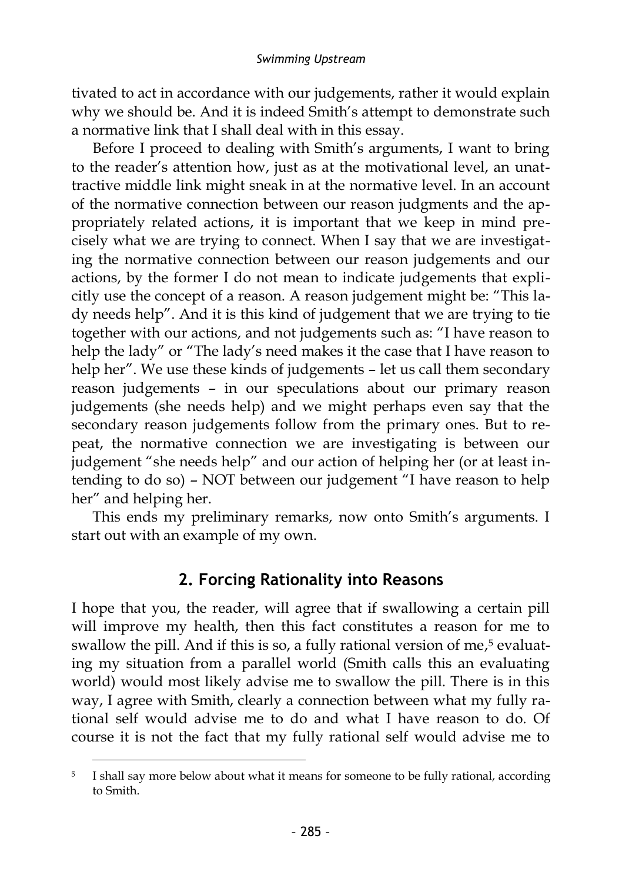tivated to act in accordance with our judgements, rather it would explain why we should be. And it is indeed Smith's attempt to demonstrate such a normative link that I shall deal with in this essay.

Before I proceed to dealing with Smith's arguments, I want to bring to the reader's attention how, just as at the motivational level, an unattractive middle link might sneak in at the normative level. In an account of the normative connection between our reason judgments and the appropriately related actions, it is important that we keep in mind precisely what we are trying to connect. When I say that we are investigating the normative connection between our reason judgements and our actions, by the former I do not mean to indicate judgements that explicitly use the concept of a reason. A reason judgement might be: "This lady needs help". And it is this kind of judgement that we are trying to tie together with our actions, and not judgements such as: "I have reason to help the lady" or "The lady's need makes it the case that I have reason to help her". We use these kinds of judgements – let us call them secondary reason judgements – in our speculations about our primary reason judgements (she needs help) and we might perhaps even say that the secondary reason judgements follow from the primary ones. But to repeat, the normative connection we are investigating is between our judgement "she needs help" and our action of helping her (or at least intending to do so) – NOT between our judgement "I have reason to help her" and helping her.

This ends my preliminary remarks, now onto Smith's arguments. I start out with an example of my own.

## 2. Forcing Rationality into Reasons

I hope that you, the reader, will agree that if swallowing a certain pill will improve my health, then this fact constitutes a reason for me to swallow the pill. And if this is so, a fully rational version of me,[5] evaluating my situation from a parallel world (Smith calls this an evaluating world) would most likely advise me to swallow the pill. There is in this way, I agree with Smith, clearly a connection between what my fully rational self would advise me to do and what I have reason to do. Of course it is not the fact that my fully rational self would advise me to

[5] I shall say more below about what it means for someone to be fully rational, according to Smith.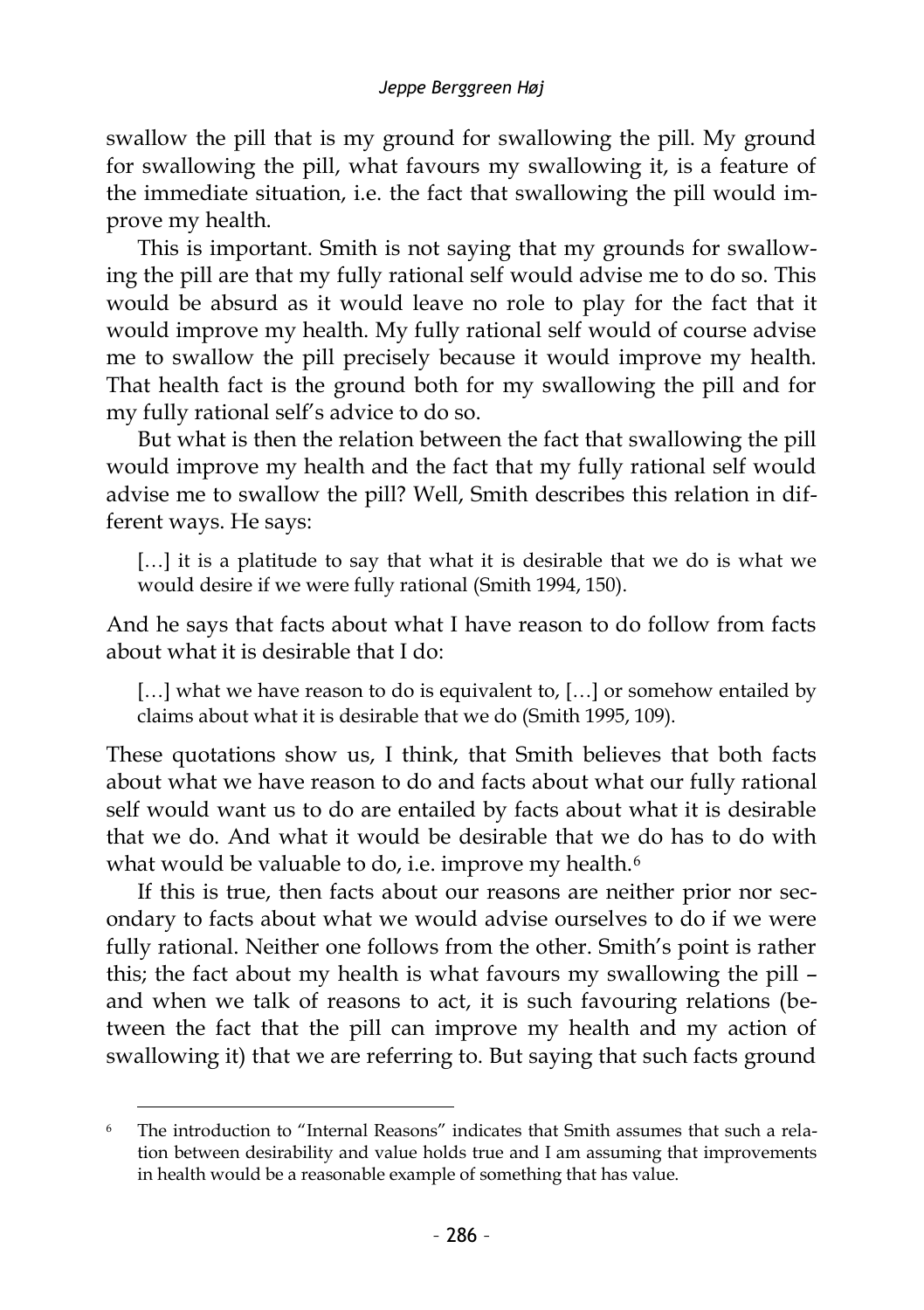swallow the pill that is my ground for swallowing the pill. My ground for swallowing the pill, what favours my swallowing it, is a feature of the immediate situation, i.e. the fact that swallowing the pill would improve my health.

This is important. Smith is not saying that my grounds for swallowing the pill are that my fully rational self would advise me to do so. This would be absurd as it would leave no role to play for the fact that it would improve my health. My fully rational self would of course advise me to swallow the pill precisely because it would improve my health. That health fact is the ground both for my swallowing the pill and for my fully rational self's advice to do so.

But what is then the relation between the fact that swallowing the pill would improve my health and the fact that my fully rational self would advise me to swallow the pill? Well, Smith describes this relation in different ways. He says:

> […] it is a platitude to say that what it is desirable that we do is what we would desire if we were fully rational (Smith 1994, 150).

And he says that facts about what I have reason to do follow from facts about what it is desirable that I do:

> […] what we have reason to do is equivalent to, […] or somehow entailed by claims about what it is desirable that we do (Smith 1995, 109).

These quotations show us, I think, that Smith believes that both facts about what we have reason to do and facts about what our fully rational self would want us to do are entailed by facts about what it is desirable that we do. And what it would be desirable that we do has to do with what would be valuable to do, i.e. improve my health.[6]

If this is true, then facts about our reasons are neither prior nor secondary to facts about what we would advise ourselves to do if we were fully rational. Neither one follows from the other. Smith's point is rather this; the fact about my health is what favours my swallowing the pill – and when we talk of reasons to act, it is such favouring relations (between the fact that the pill can improve my health and my action of swallowing it) that we are referring to. But saying that such facts ground

---

[6] The introduction to "Internal Reasons" indicates that Smith assumes that such a relation between desirability and value holds true and I am assuming that improvements in health would be a reasonable example of something that has value.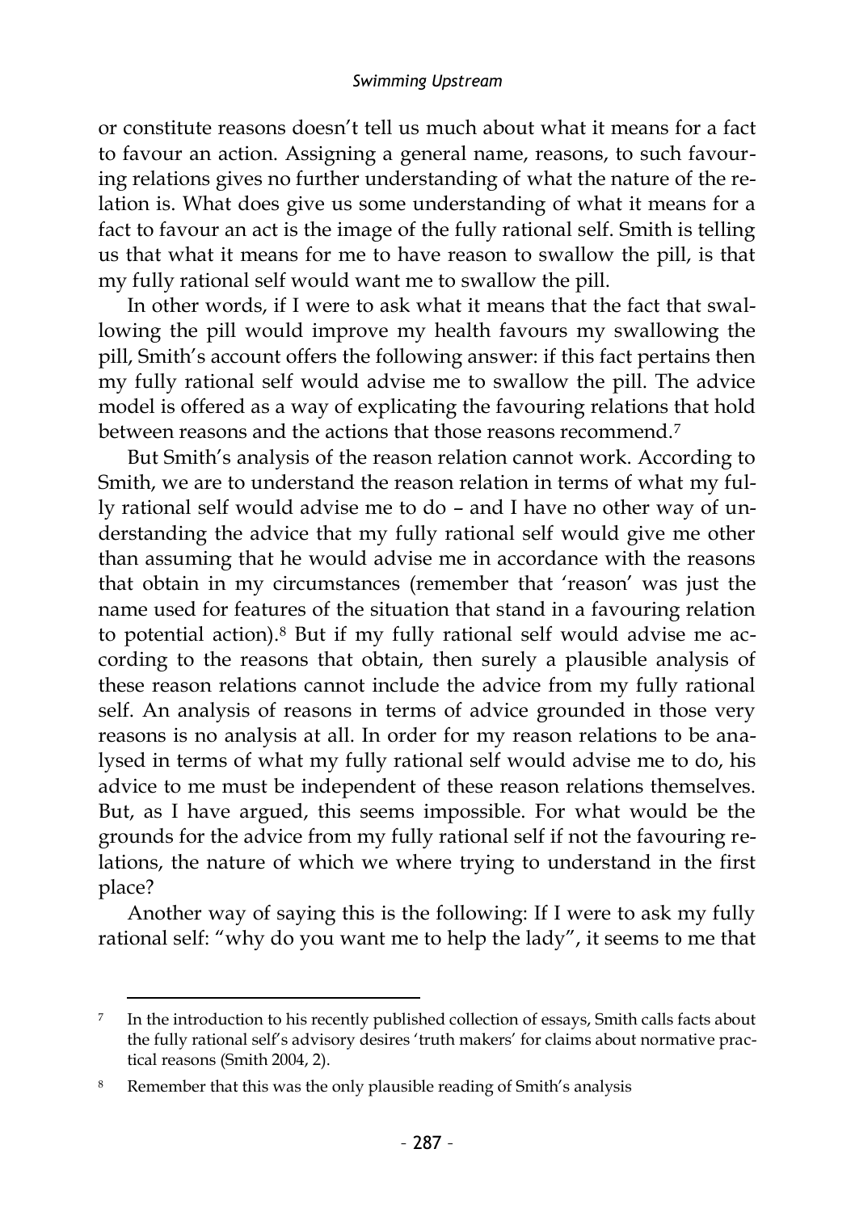or constitute reasons doesn't tell us much about what it means for a fact to favour an action. Assigning a general name, reasons, to such favouring relations gives no further understanding of what the nature of the relation is. What does give us some understanding of what it means for a fact to favour an act is the image of the fully rational self. Smith is telling us that what it means for me to have reason to swallow the pill, is that my fully rational self would want me to swallow the pill.

In other words, if I were to ask what it means that the fact that swallowing the pill would improve my health favours my swallowing the pill, Smith's account offers the following answer: if this fact pertains then my fully rational self would advise me to swallow the pill. The advice model is offered as a way of explicating the favouring relations that hold between reasons and the actions that those reasons recommend.[7]

But Smith's analysis of the reason relation cannot work. According to Smith, we are to understand the reason relation in terms of what my fully rational self would advise me to do – and I have no other way of understanding the advice that my fully rational self would give me other than assuming that he would advise me in accordance with the reasons that obtain in my circumstances (remember that 'reason' was just the name used for features of the situation that stand in a favouring relation to potential action).[8] But if my fully rational self would advise me according to the reasons that obtain, then surely a plausible analysis of these reason relations cannot include the advice from my fully rational self. An analysis of reasons in terms of advice grounded in those very reasons is no analysis at all. In order for my reason relations to be analysed in terms of what my fully rational self would advise me to do, his advice to me must be independent of these reason relations themselves. But, as I have argued, this seems impossible. For what would be the grounds for the advice from my fully rational self if not the favouring relations, the nature of which we where trying to understand in the first place?

Another way of saying this is the following: If I were to ask my fully rational self: "why do you want me to help the lady", it seems to me that

---

[7] In the introduction to his recently published collection of essays, Smith calls facts about the fully rational self's advisory desires 'truth makers' for claims about normative practical reasons (Smith 2004, 2).

[8] Remember that this was the only plausible reading of Smith's analysis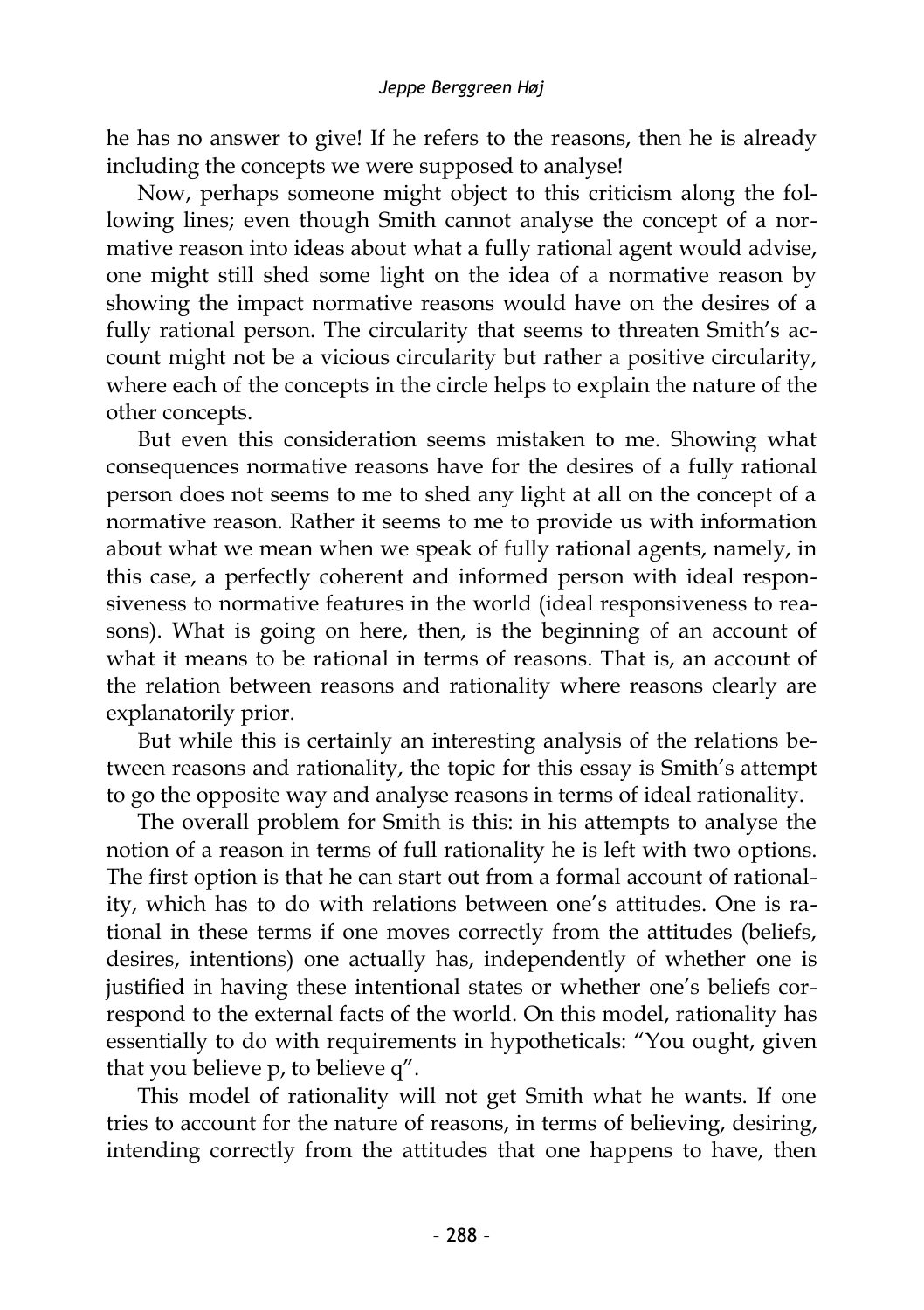he has no answer to give! If he refers to the reasons, then he is already including the concepts we were supposed to analyse!

Now, perhaps someone might object to this criticism along the following lines; even though Smith cannot analyse the concept of a normative reason into ideas about what a fully rational agent would advise, one might still shed some light on the idea of a normative reason by showing the impact normative reasons would have on the desires of a fully rational person. The circularity that seems to threaten Smith's account might not be a vicious circularity but rather a positive circularity, where each of the concepts in the circle helps to explain the nature of the other concepts.

But even this consideration seems mistaken to me. Showing what consequences normative reasons have for the desires of a fully rational person does not seems to me to shed any light at all on the concept of a normative reason. Rather it seems to me to provide us with information about what we mean when we speak of fully rational agents, namely, in this case, a perfectly coherent and informed person with ideal responsiveness to normative features in the world (ideal responsiveness to reasons). What is going on here, then, is the beginning of an account of what it means to be rational in terms of reasons. That is, an account of the relation between reasons and rationality where reasons clearly are explanatorily prior.

But while this is certainly an interesting analysis of the relations between reasons and rationality, the topic for this essay is Smith's attempt to go the opposite way and analyse reasons in terms of ideal rationality.

The overall problem for Smith is this: in his attempts to analyse the notion of a reason in terms of full rationality he is left with two options. The first option is that he can start out from a formal account of rationality, which has to do with relations between one's attitudes. One is rational in these terms if one moves correctly from the attitudes (beliefs, desires, intentions) one actually has, independently of whether one is justified in having these intentional states or whether one's beliefs correspond to the external facts of the world. On this model, rationality has essentially to do with requirements in hypotheticals: "You ought, given that you believe p, to believe q".

This model of rationality will not get Smith what he wants. If one tries to account for the nature of reasons, in terms of believing, desiring, intending correctly from the attitudes that one happens to have, then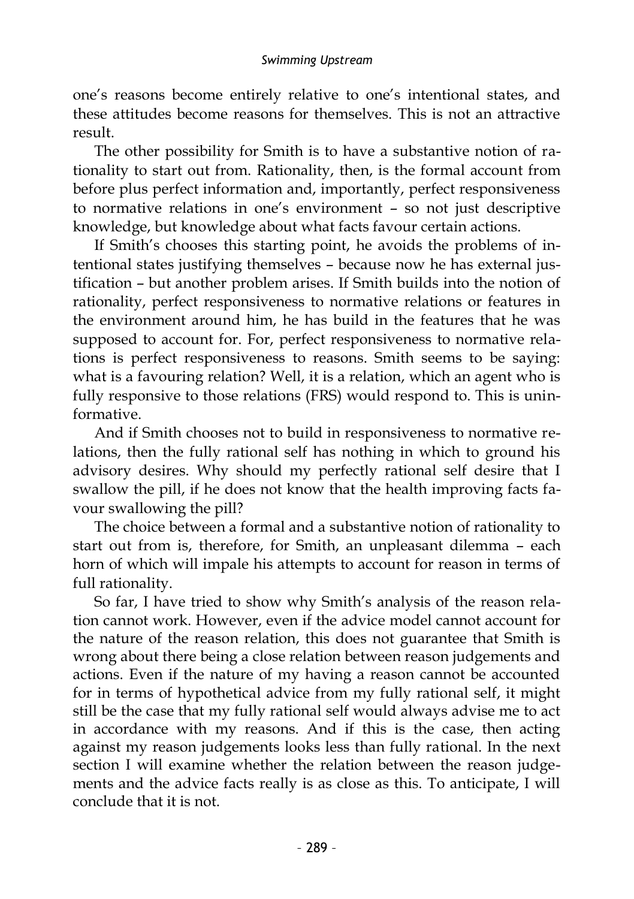one's reasons become entirely relative to one's intentional states, and these attitudes become reasons for themselves. This is not an attractive result.

The other possibility for Smith is to have a substantive notion of rationality to start out from. Rationality, then, is the formal account from before plus perfect information and, importantly, perfect responsiveness to normative relations in one's environment – so not just descriptive knowledge, but knowledge about what facts favour certain actions.

If Smith's chooses this starting point, he avoids the problems of intentional states justifying themselves – because now he has external justification – but another problem arises. If Smith builds into the notion of rationality, perfect responsiveness to normative relations or features in the environment around him, he has build in the features that he was supposed to account for. For, perfect responsiveness to normative relations is perfect responsiveness to reasons. Smith seems to be saying: what is a favouring relation? Well, it is a relation, which an agent who is fully responsive to those relations (FRS) would respond to. This is uninformative.

And if Smith chooses not to build in responsiveness to normative relations, then the fully rational self has nothing in which to ground his advisory desires. Why should my perfectly rational self desire that I swallow the pill, if he does not know that the health improving facts favour swallowing the pill?

The choice between a formal and a substantive notion of rationality to start out from is, therefore, for Smith, an unpleasant dilemma – each horn of which will impale his attempts to account for reason in terms of full rationality.

So far, I have tried to show why Smith's analysis of the reason relation cannot work. However, even if the advice model cannot account for the nature of the reason relation, this does not guarantee that Smith is wrong about there being a close relation between reason judgements and actions. Even if the nature of my having a reason cannot be accounted for in terms of hypothetical advice from my fully rational self, it might still be the case that my fully rational self would always advise me to act in accordance with my reasons. And if this is the case, then acting against my reason judgements looks less than fully rational. In the next section I will examine whether the relation between the reason judgements and the advice facts really is as close as this. To anticipate, I will conclude that it is not.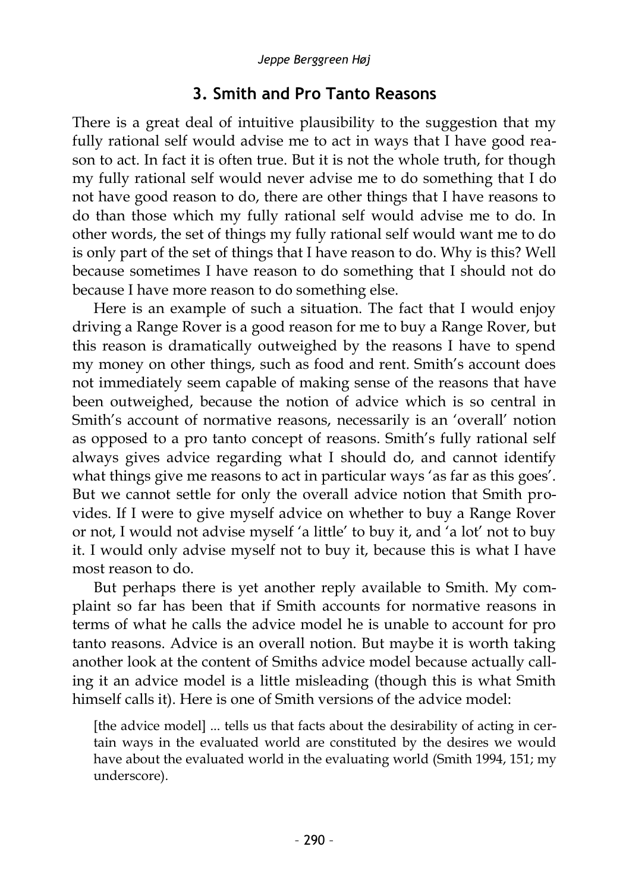## 3. Smith and Pro Tanto Reasons

There is a great deal of intuitive plausibility to the suggestion that my fully rational self would advise me to act in ways that I have good reason to act. In fact it is often true. But it is not the whole truth, for though my fully rational self would never advise me to do something that I do not have good reason to do, there are other things that I have reasons to do than those which my fully rational self would advise me to do. In other words, the set of things my fully rational self would want me to do is only part of the set of things that I have reason to do. Why is this? Well because sometimes I have reason to do something that I should not do because I have more reason to do something else.

Here is an example of such a situation. The fact that I would enjoy driving a Range Rover is a good reason for me to buy a Range Rover, but this reason is dramatically outweighed by the reasons I have to spend my money on other things, such as food and rent. Smith's account does not immediately seem capable of making sense of the reasons that have been outweighed, because the notion of advice which is so central in Smith's account of normative reasons, necessarily is an 'overall' notion as opposed to a pro tanto concept of reasons. Smith's fully rational self always gives advice regarding what I should do, and cannot identify what things give me reasons to act in particular ways 'as far as this goes'. But we cannot settle for only the overall advice notion that Smith provides. If I were to give myself advice on whether to buy a Range Rover or not, I would not advise myself 'a little' to buy it, and 'a lot' not to buy it. I would only advise myself not to buy it, because this is what I have most reason to do.

But perhaps there is yet another reply available to Smith. My complaint so far has been that if Smith accounts for normative reasons in terms of what he calls the advice model he is unable to account for pro tanto reasons. Advice is an overall notion. But maybe it is worth taking another look at the content of Smiths advice model because actually calling it an advice model is a little misleading (though this is what Smith himself calls it). Here is one of Smith versions of the advice model:

> [the advice model] ... tells us that facts about the desirability of acting in certain ways in the evaluated world are constituted by the desires we would have about the evaluated world in the evaluating world (Smith 1994, 151; my underscore).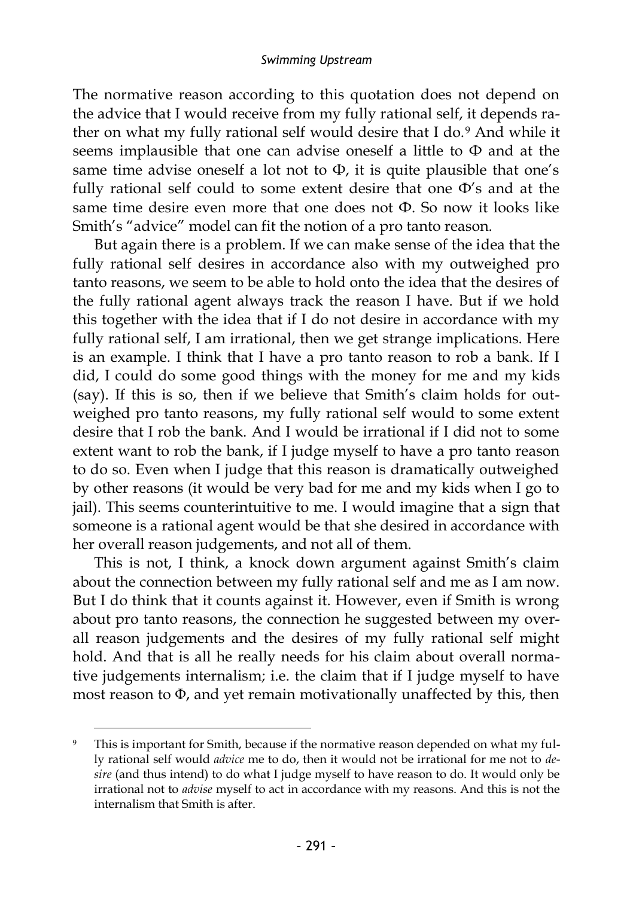The normative reason according to this quotation does not depend on the advice that I would receive from my fully rational self, it depends rather on what my fully rational self would desire that I do.[9] And while it seems implausible that one can advise oneself a little to Φ and at the same time advise oneself a lot not to Φ, it is quite plausible that one's fully rational self could to some extent desire that one Φ's and at the same time desire even more that one does not Φ. So now it looks like Smith's "advice" model can fit the notion of a pro tanto reason.

But again there is a problem. If we can make sense of the idea that the fully rational self desires in accordance also with my outweighed pro tanto reasons, we seem to be able to hold onto the idea that the desires of the fully rational agent always track the reason I have. But if we hold this together with the idea that if I do not desire in accordance with my fully rational self, I am irrational, then we get strange implications. Here is an example. I think that I have a pro tanto reason to rob a bank. If I did, I could do some good things with the money for me and my kids (say). If this is so, then if we believe that Smith's claim holds for outweighed pro tanto reasons, my fully rational self would to some extent desire that I rob the bank. And I would be irrational if I did not to some extent want to rob the bank, if I judge myself to have a pro tanto reason to do so. Even when I judge that this reason is dramatically outweighed by other reasons (it would be very bad for me and my kids when I go to jail). This seems counterintuitive to me. I would imagine that a sign that someone is a rational agent would be that she desired in accordance with her overall reason judgements, and not all of them.

This is not, I think, a knock down argument against Smith's claim about the connection between my fully rational self and me as I am now. But I do think that it counts against it. However, even if Smith is wrong about pro tanto reasons, the connection he suggested between my overall reason judgements and the desires of my fully rational self might hold. And that is all he really needs for his claim about overall normative judgements internalism; i.e. the claim that if I judge myself to have most reason to Φ, and yet remain motivationally unaffected by this, then

[9] This is important for Smith, because if the normative reason depended on what my fully rational self would *advice* me to do, then it would not be irrational for me not to *desire* (and thus intend) to do what I judge myself to have reason to do. It would only be irrational not to *advise* myself to act in accordance with my reasons. And this is not the internalism that Smith is after.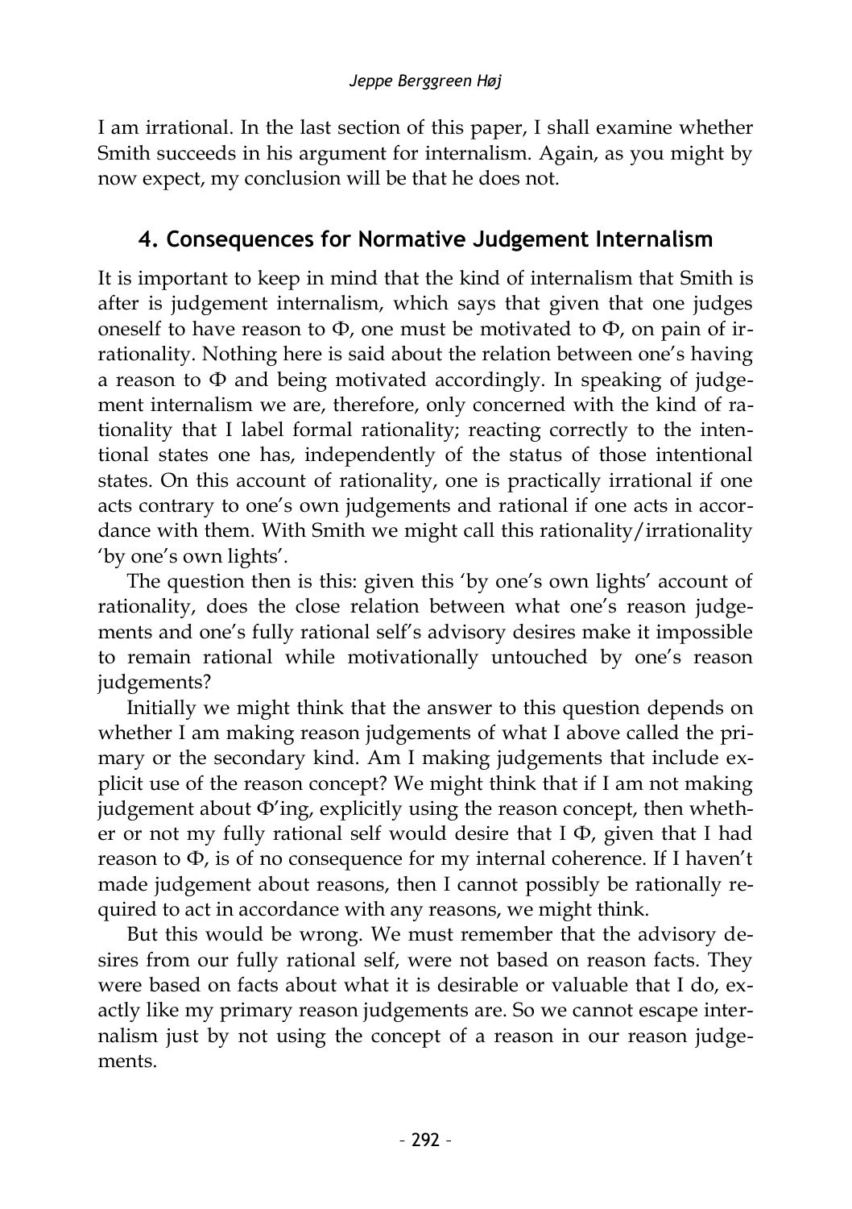I am irrational. In the last section of this paper, I shall examine whether Smith succeeds in his argument for internalism. Again, as you might by now expect, my conclusion will be that he does not.

## 4. Consequences for Normative Judgement Internalism

It is important to keep in mind that the kind of internalism that Smith is after is judgement internalism, which says that given that one judges oneself to have reason to Φ, one must be motivated to Φ, on pain of irrationality. Nothing here is said about the relation between one's having a reason to Φ and being motivated accordingly. In speaking of judgement internalism we are, therefore, only concerned with the kind of rationality that I label formal rationality; reacting correctly to the intentional states one has, independently of the status of those intentional states. On this account of rationality, one is practically irrational if one acts contrary to one's own judgements and rational if one acts in accordance with them. With Smith we might call this rationality/irrationality 'by one's own lights'.

The question then is this: given this 'by one's own lights' account of rationality, does the close relation between what one's reason judgements and one's fully rational self's advisory desires make it impossible to remain rational while motivationally untouched by one's reason judgements?

Initially we might think that the answer to this question depends on whether I am making reason judgements of what I above called the primary or the secondary kind. Am I making judgements that include explicit use of the reason concept? We might think that if I am not making judgement about Φ'ing, explicitly using the reason concept, then whether or not my fully rational self would desire that I Φ, given that I had reason to Φ, is of no consequence for my internal coherence. If I haven't made judgement about reasons, then I cannot possibly be rationally required to act in accordance with any reasons, we might think.

But this would be wrong. We must remember that the advisory desires from our fully rational self, were not based on reason facts. They were based on facts about what it is desirable or valuable that I do, exactly like my primary reason judgements are. So we cannot escape internalism just by not using the concept of a reason in our reason judgements.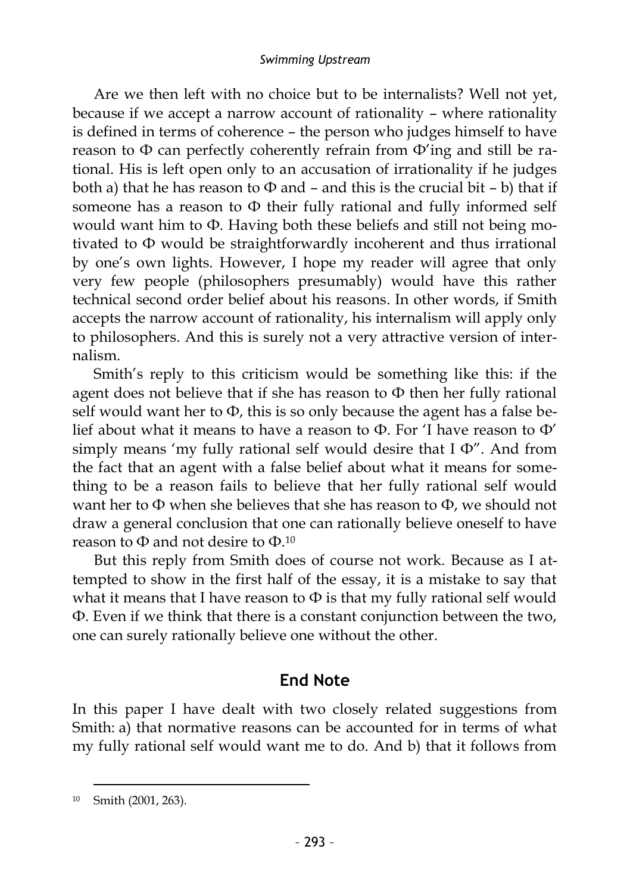Are we then left with no choice but to be internalists? Well not yet, because if we accept a narrow account of rationality – where rationality is defined in terms of coherence – the person who judges himself to have reason to Φ can perfectly coherently refrain from Φ'ing and still be rational. His is left open only to an accusation of irrationality if he judges both a) that he has reason to Φ and – and this is the crucial bit – b) that if someone has a reason to Φ their fully rational and fully informed self would want him to Φ. Having both these beliefs and still not being motivated to Φ would be straightforwardly incoherent and thus irrational by one's own lights. However, I hope my reader will agree that only very few people (philosophers presumably) would have this rather technical second order belief about his reasons. In other words, if Smith accepts the narrow account of rationality, his internalism will apply only to philosophers. And this is surely not a very attractive version of internalism.

Smith's reply to this criticism would be something like this: if the agent does not believe that if she has reason to Φ then her fully rational self would want her to Φ, this is so only because the agent has a false belief about what it means to have a reason to Φ. For 'I have reason to Φ' simply means 'my fully rational self would desire that I Φ". And from the fact that an agent with a false belief about what it means for something to be a reason fails to believe that her fully rational self would want her to Φ when she believes that she has reason to Φ, we should not draw a general conclusion that one can rationally believe oneself to have reason to Φ and not desire to Φ.[10]

But this reply from Smith does of course not work. Because as I attempted to show in the first half of the essay, it is a mistake to say that what it means that I have reason to Φ is that my fully rational self would Φ. Even if we think that there is a constant conjunction between the two, one can surely rationally believe one without the other.

## End Note

In this paper I have dealt with two closely related suggestions from Smith: a) that normative reasons can be accounted for in terms of what my fully rational self would want me to do. And b) that it follows from

[10] Smith (2001, 263).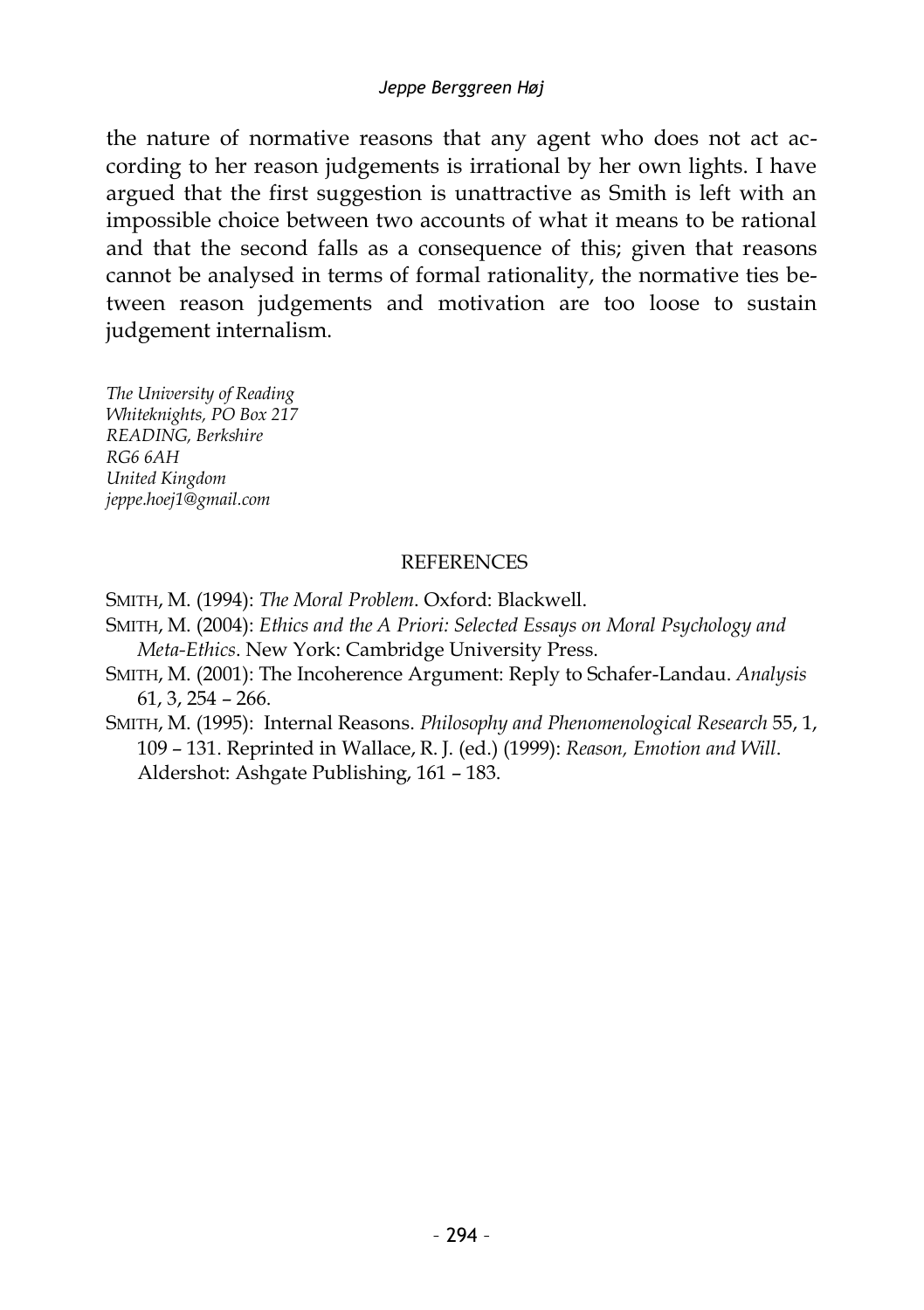the nature of normative reasons that any agent who does not act according to her reason judgements is irrational by her own lights. I have argued that the first suggestion is unattractive as Smith is left with an impossible choice between two accounts of what it means to be rational and that the second falls as a consequence of this; given that reasons cannot be analysed in terms of formal rationality, the normative ties between reason judgements and motivation are too loose to sustain judgement internalism.

*The University of Reading*
*Whiteknights, PO Box 217*
*READING, Berkshire*
*RG6 6AH*
*United Kingdom*
*jeppe.hoej1@gmail.com*

## REFERENCES

SMITH, M. (1994): *The Moral Problem*. Oxford: Blackwell.

SMITH, M. (2004): *Ethics and the A Priori: Selected Essays on Moral Psychology and Meta-Ethics*. New York: Cambridge University Press.

SMITH, M. (2001): The Incoherence Argument: Reply to Schafer-Landau. *Analysis* 61, 3, 254 – 266.

SMITH, M. (1995): Internal Reasons. *Philosophy and Phenomenological Research* 55, 1, 109 – 131. Reprinted in Wallace, R. J. (ed.) (1999): *Reason, Emotion and Will*. Aldershot: Ashgate Publishing, 161 – 183.